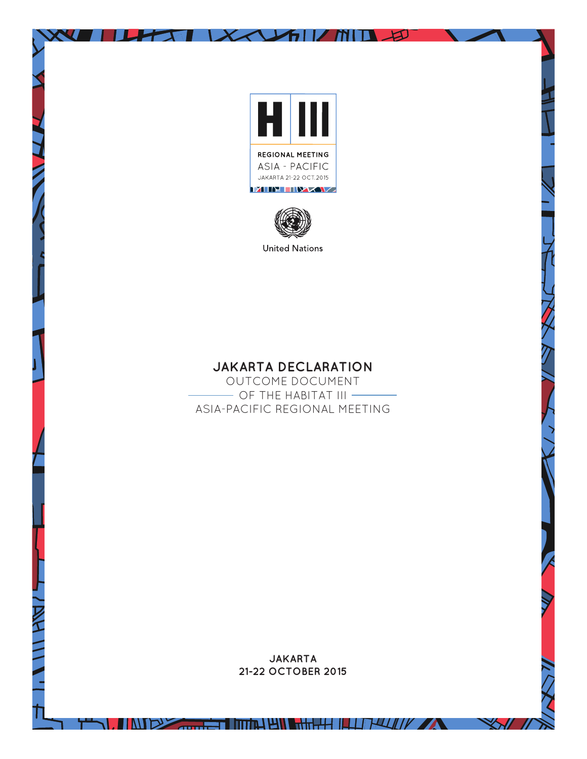H III

REGIONAL MEETING
ASIA - PACIFIC
JAKARTA 21-22 OCT.2015

United Nations

# JAKARTA DECLARATION

OUTCOME DOCUMENT
OF THE HABITAT III
ASIA-PACIFIC REGIONAL MEETING

**JAKARTA**
**21-22 OCTOBER 2015**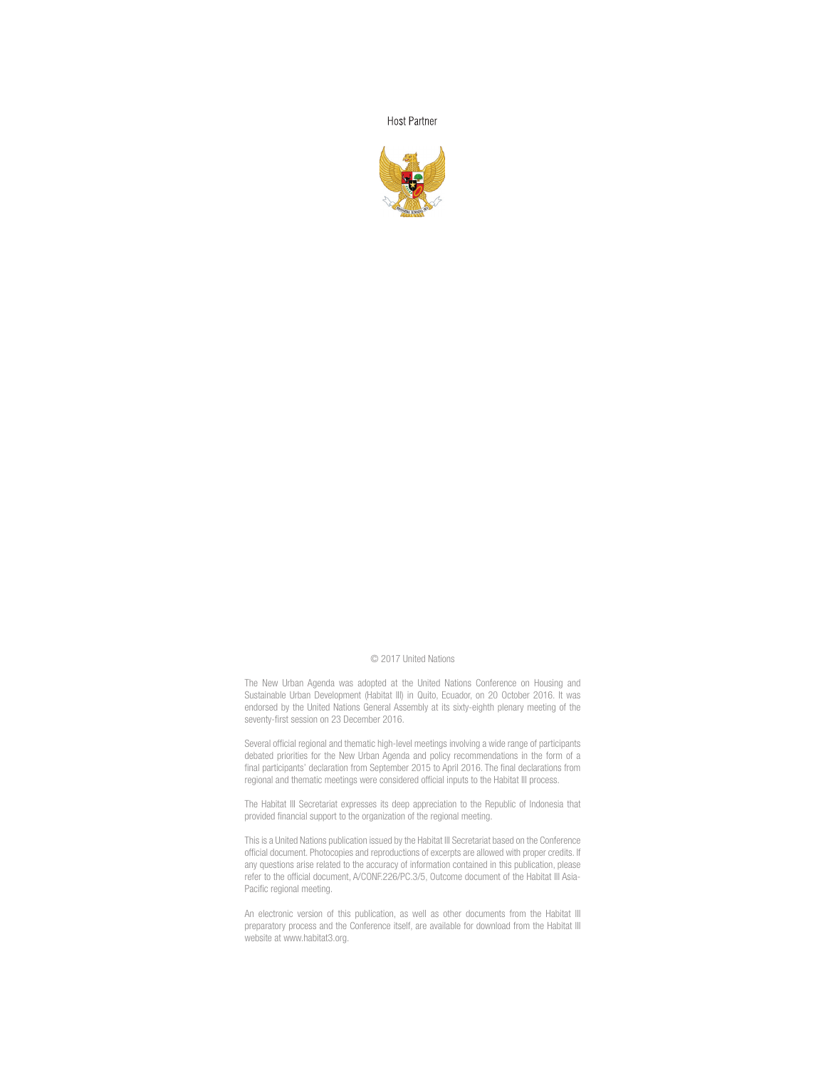Host Partner

© 2017 United Nations

The New Urban Agenda was adopted at the United Nations Conference on Housing and Sustainable Urban Development (Habitat III) in Quito, Ecuador, on 20 October 2016. It was endorsed by the United Nations General Assembly at its sixty-eighth plenary meeting of the seventy-first session on 23 December 2016.

Several official regional and thematic high-level meetings involving a wide range of participants debated priorities for the New Urban Agenda and policy recommendations in the form of a final participants' declaration from September 2015 to April 2016. The final declarations from regional and thematic meetings were considered official inputs to the Habitat III process.

The Habitat III Secretariat expresses its deep appreciation to the Republic of Indonesia that provided financial support to the organization of the regional meeting.

This is a United Nations publication issued by the Habitat III Secretariat based on the Conference official document. Photocopies and reproductions of excerpts are allowed with proper credits. If any questions arise related to the accuracy of information contained in this publication, please refer to the official document, A/CONF.226/PC.3/5, Outcome document of the Habitat III Asia-Pacific regional meeting.

An electronic version of this publication, as well as other documents from the Habitat III preparatory process and the Conference itself, are available for download from the Habitat III website at www.habitat3.org.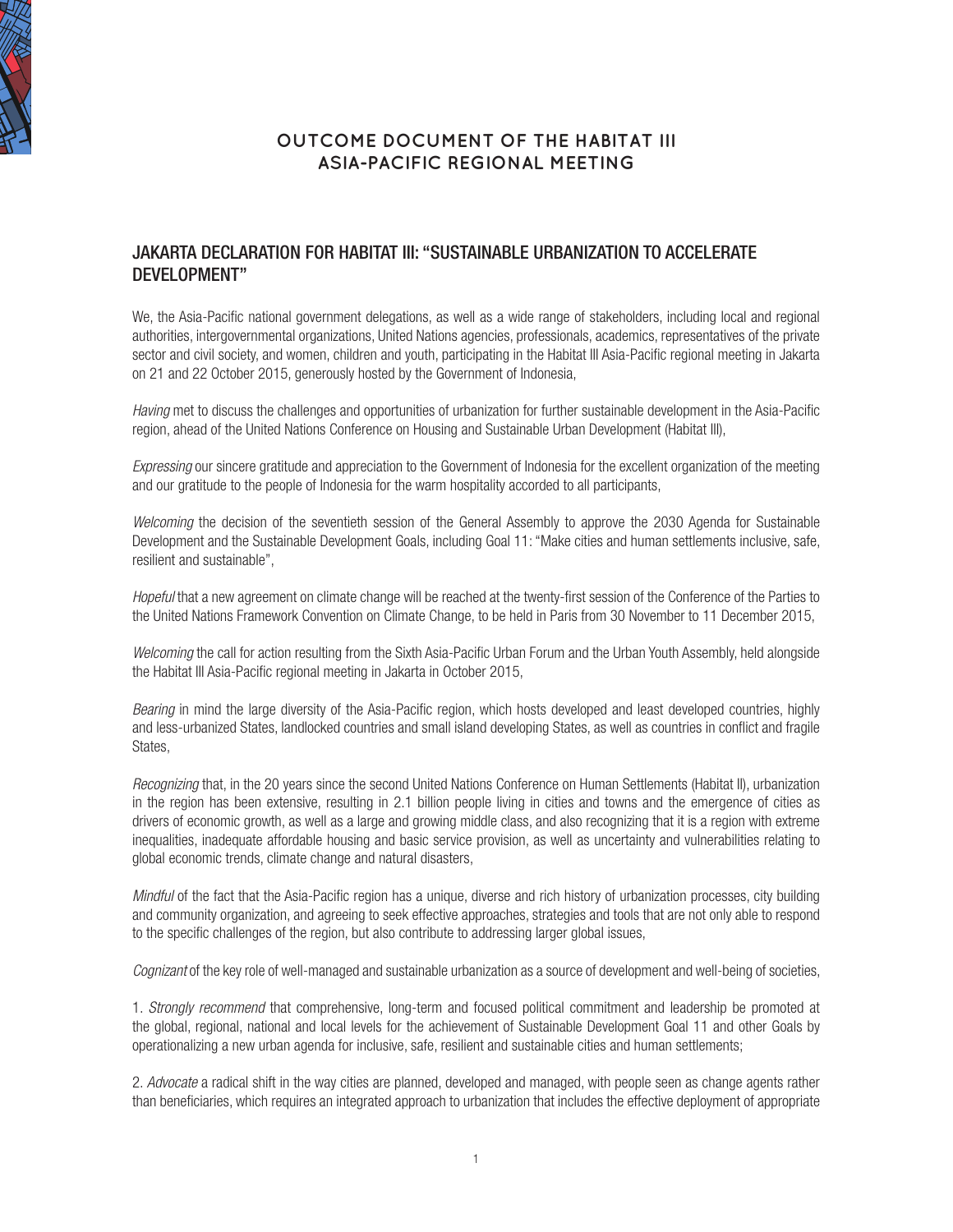# OUTCOME DOCUMENT OF THE HABITAT III ASIA-PACIFIC REGIONAL MEETING

## JAKARTA DECLARATION FOR HABITAT III: "SUSTAINABLE URBANIZATION TO ACCELERATE DEVELOPMENT"

We, the Asia-Pacific national government delegations, as well as a wide range of stakeholders, including local and regional authorities, intergovernmental organizations, United Nations agencies, professionals, academics, representatives of the private sector and civil society, and women, children and youth, participating in the Habitat III Asia-Pacific regional meeting in Jakarta on 21 and 22 October 2015, generously hosted by the Government of Indonesia,

*Having* met to discuss the challenges and opportunities of urbanization for further sustainable development in the Asia-Pacific region, ahead of the United Nations Conference on Housing and Sustainable Urban Development (Habitat III),

*Expressing* our sincere gratitude and appreciation to the Government of Indonesia for the excellent organization of the meeting and our gratitude to the people of Indonesia for the warm hospitality accorded to all participants,

*Welcoming* the decision of the seventieth session of the General Assembly to approve the 2030 Agenda for Sustainable Development and the Sustainable Development Goals, including Goal 11: "Make cities and human settlements inclusive, safe, resilient and sustainable",

*Hopeful* that a new agreement on climate change will be reached at the twenty-first session of the Conference of the Parties to the United Nations Framework Convention on Climate Change, to be held in Paris from 30 November to 11 December 2015,

*Welcoming* the call for action resulting from the Sixth Asia-Pacific Urban Forum and the Urban Youth Assembly, held alongside the Habitat III Asia-Pacific regional meeting in Jakarta in October 2015,

*Bearing* in mind the large diversity of the Asia-Pacific region, which hosts developed and least developed countries, highly and less-urbanized States, landlocked countries and small island developing States, as well as countries in conflict and fragile States,

*Recognizing* that, in the 20 years since the second United Nations Conference on Human Settlements (Habitat II), urbanization in the region has been extensive, resulting in 2.1 billion people living in cities and towns and the emergence of cities as drivers of economic growth, as well as a large and growing middle class, and also recognizing that it is a region with extreme inequalities, inadequate affordable housing and basic service provision, as well as uncertainty and vulnerabilities relating to global economic trends, climate change and natural disasters,

*Mindful* of the fact that the Asia-Pacific region has a unique, diverse and rich history of urbanization processes, city building and community organization, and agreeing to seek effective approaches, strategies and tools that are not only able to respond to the specific challenges of the region, but also contribute to addressing larger global issues,

*Cognizant* of the key role of well-managed and sustainable urbanization as a source of development and well-being of societies,

1. *Strongly recommend* that comprehensive, long-term and focused political commitment and leadership be promoted at the global, regional, national and local levels for the achievement of Sustainable Development Goal 11 and other Goals by operationalizing a new urban agenda for inclusive, safe, resilient and sustainable cities and human settlements;

2. *Advocate* a radical shift in the way cities are planned, developed and managed, with people seen as change agents rather than beneficiaries, which requires an integrated approach to urbanization that includes the effective deployment of appropriate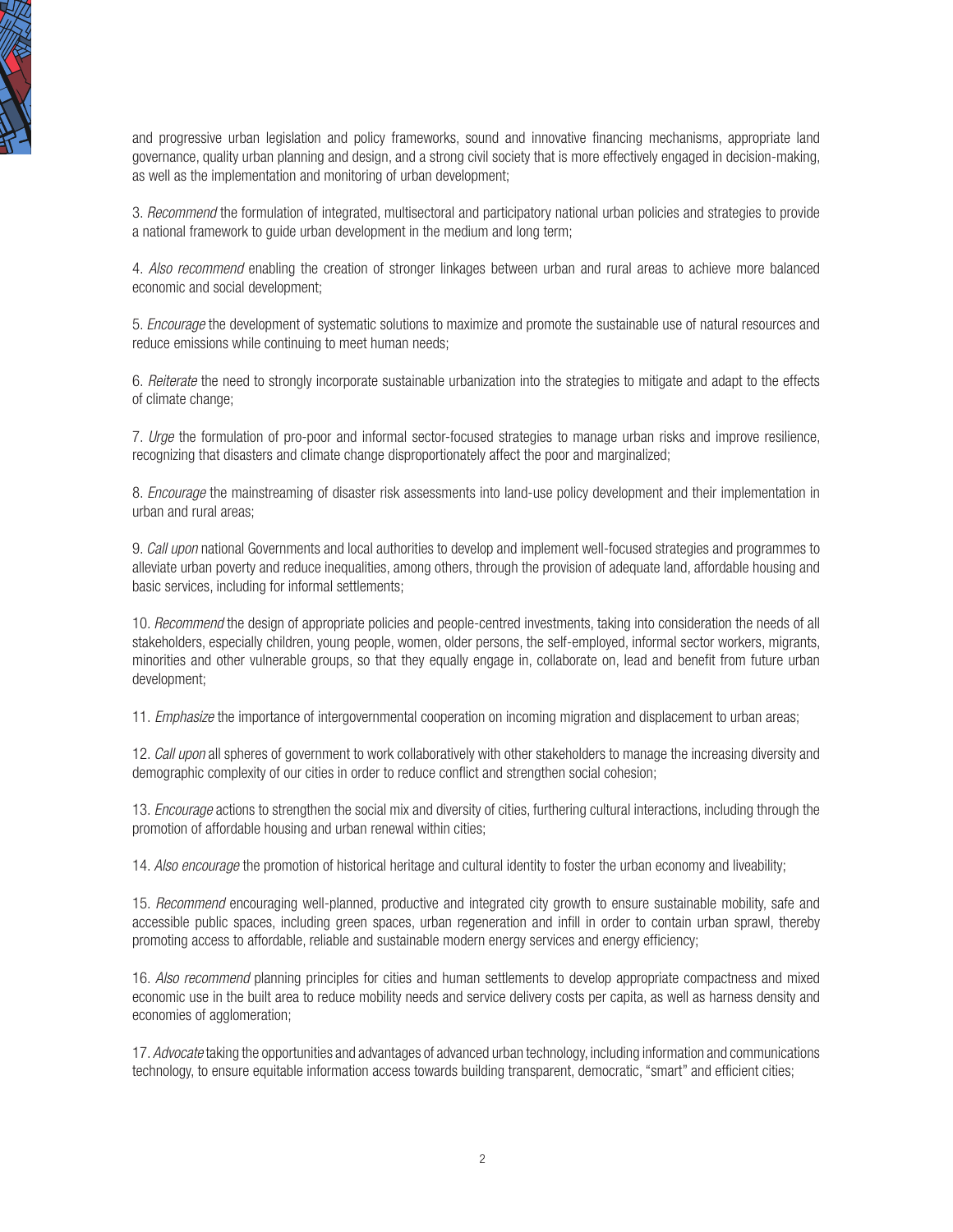and progressive urban legislation and policy frameworks, sound and innovative financing mechanisms, appropriate land governance, quality urban planning and design, and a strong civil society that is more effectively engaged in decision-making, as well as the implementation and monitoring of urban development;

3. *Recommend* the formulation of integrated, multisectoral and participatory national urban policies and strategies to provide a national framework to guide urban development in the medium and long term;

4. *Also recommend* enabling the creation of stronger linkages between urban and rural areas to achieve more balanced economic and social development;

5. *Encourage* the development of systematic solutions to maximize and promote the sustainable use of natural resources and reduce emissions while continuing to meet human needs;

6. *Reiterate* the need to strongly incorporate sustainable urbanization into the strategies to mitigate and adapt to the effects of climate change;

7. *Urge* the formulation of pro-poor and informal sector-focused strategies to manage urban risks and improve resilience, recognizing that disasters and climate change disproportionately affect the poor and marginalized;

8. *Encourage* the mainstreaming of disaster risk assessments into land-use policy development and their implementation in urban and rural areas;

9. *Call upon* national Governments and local authorities to develop and implement well-focused strategies and programmes to alleviate urban poverty and reduce inequalities, among others, through the provision of adequate land, affordable housing and basic services, including for informal settlements;

10. *Recommend* the design of appropriate policies and people-centred investments, taking into consideration the needs of all stakeholders, especially children, young people, women, older persons, the self-employed, informal sector workers, migrants, minorities and other vulnerable groups, so that they equally engage in, collaborate on, lead and benefit from future urban development;

11. *Emphasize* the importance of intergovernmental cooperation on incoming migration and displacement to urban areas;

12. *Call upon* all spheres of government to work collaboratively with other stakeholders to manage the increasing diversity and demographic complexity of our cities in order to reduce conflict and strengthen social cohesion;

13. *Encourage* actions to strengthen the social mix and diversity of cities, furthering cultural interactions, including through the promotion of affordable housing and urban renewal within cities;

14. *Also encourage* the promotion of historical heritage and cultural identity to foster the urban economy and liveability;

15. *Recommend* encouraging well-planned, productive and integrated city growth to ensure sustainable mobility, safe and accessible public spaces, including green spaces, urban regeneration and infill in order to contain urban sprawl, thereby promoting access to affordable, reliable and sustainable modern energy services and energy efficiency;

16. *Also recommend* planning principles for cities and human settlements to develop appropriate compactness and mixed economic use in the built area to reduce mobility needs and service delivery costs per capita, as well as harness density and economies of agglomeration;

17. *Advocate* taking the opportunities and advantages of advanced urban technology, including information and communications technology, to ensure equitable information access towards building transparent, democratic, "smart" and efficient cities;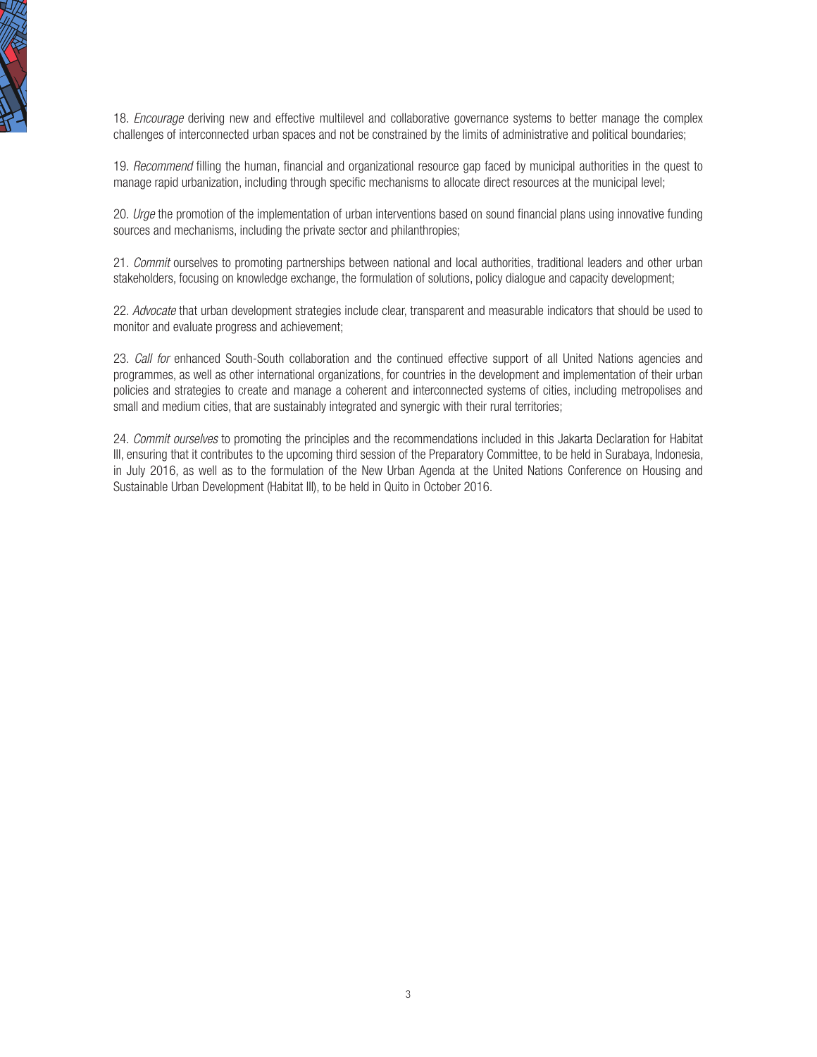18. *Encourage* deriving new and effective multilevel and collaborative governance systems to better manage the complex challenges of interconnected urban spaces and not be constrained by the limits of administrative and political boundaries;

19. *Recommend* filling the human, financial and organizational resource gap faced by municipal authorities in the quest to manage rapid urbanization, including through specific mechanisms to allocate direct resources at the municipal level;

20. *Urge* the promotion of the implementation of urban interventions based on sound financial plans using innovative funding sources and mechanisms, including the private sector and philanthropies;

21. *Commit* ourselves to promoting partnerships between national and local authorities, traditional leaders and other urban stakeholders, focusing on knowledge exchange, the formulation of solutions, policy dialogue and capacity development;

22. *Advocate* that urban development strategies include clear, transparent and measurable indicators that should be used to monitor and evaluate progress and achievement;

23. *Call for* enhanced South-South collaboration and the continued effective support of all United Nations agencies and programmes, as well as other international organizations, for countries in the development and implementation of their urban policies and strategies to create and manage a coherent and interconnected systems of cities, including metropolises and small and medium cities, that are sustainably integrated and synergic with their rural territories;

24. *Commit ourselves* to promoting the principles and the recommendations included in this Jakarta Declaration for Habitat III, ensuring that it contributes to the upcoming third session of the Preparatory Committee, to be held in Surabaya, Indonesia, in July 2016, as well as to the formulation of the New Urban Agenda at the United Nations Conference on Housing and Sustainable Urban Development (Habitat III), to be held in Quito in October 2016.